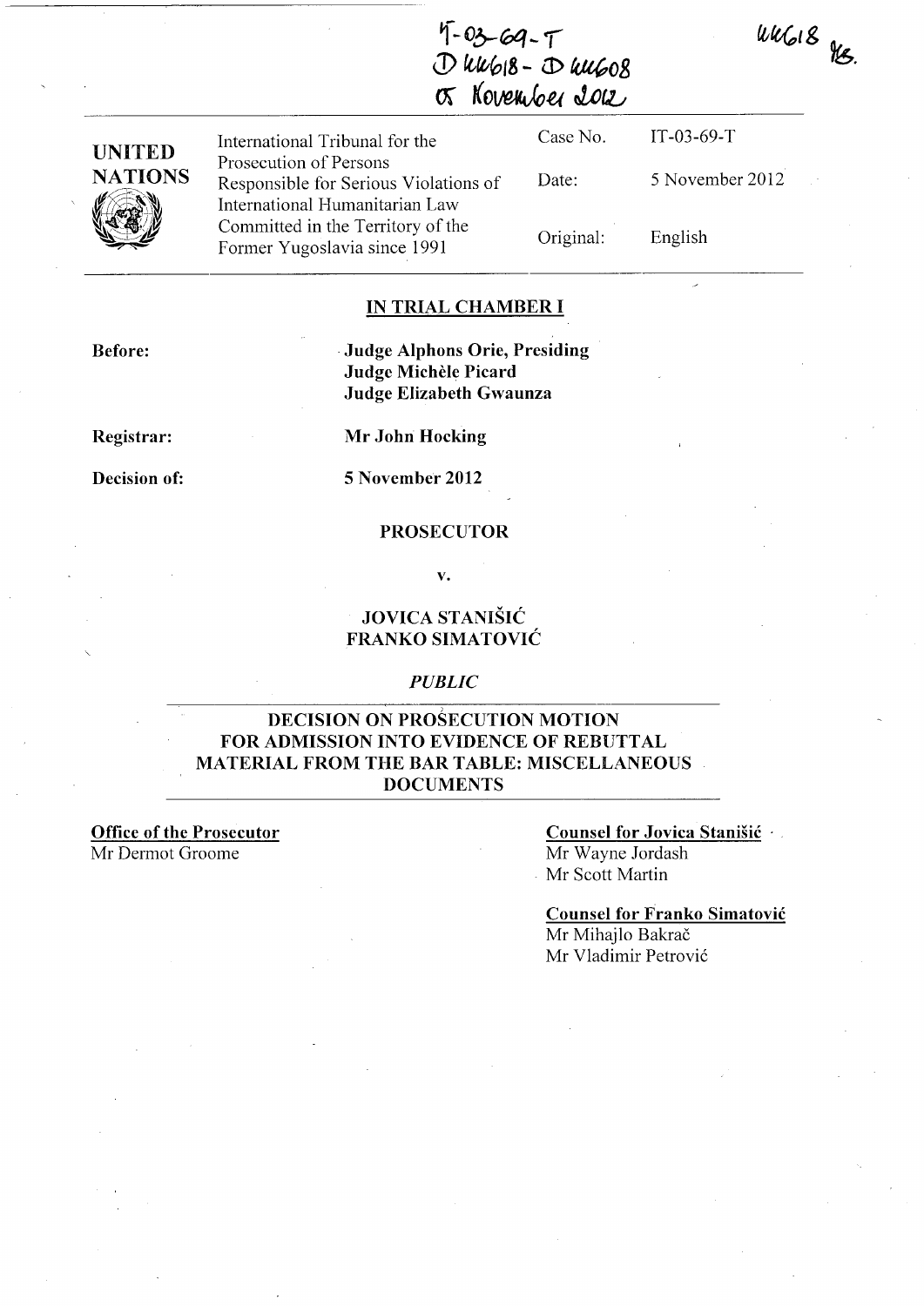IT-03-69-T
D 44618 - D 44608
05 November 2012

44618 YS.

| UNITED NATIONS | International Tribunal for the Prosecution of Persons Responsible for Serious Violations of International Humanitarian Law Committed in the Territory of the Former Yugoslavia since 1991 | Case No. | IT-03-69-T |
|---|---|---|---|
| | | Date: | 5 November 2012 |
| | | Original: | English |

## IN TRIAL CHAMBER I

**Before:** **Judge Alphons Orie, Presiding**
**Judge Michèle Picard**
**Judge Elizabeth Gwaunza**

**Registrar:** **Mr John Hocking**

**Decision of:** **5 November 2012**

**PROSECUTOR**

**v.**

**JOVICA STANIŠIĆ**
**FRANKO SIMATOVIĆ**

*PUBLIC*

## DECISION ON PROSECUTION MOTION FOR ADMISSION INTO EVIDENCE OF REBUTTAL MATERIAL FROM THE BAR TABLE: MISCELLANEOUS DOCUMENTS

**Office of the Prosecutor**
Mr Dermot Groome

**Counsel for Jovica Stanišić**
Mr Wayne Jordash
Mr Scott Martin

**Counsel for Franko Simatović**
Mr Mihajlo Bakrač
Mr Vladimir Petrović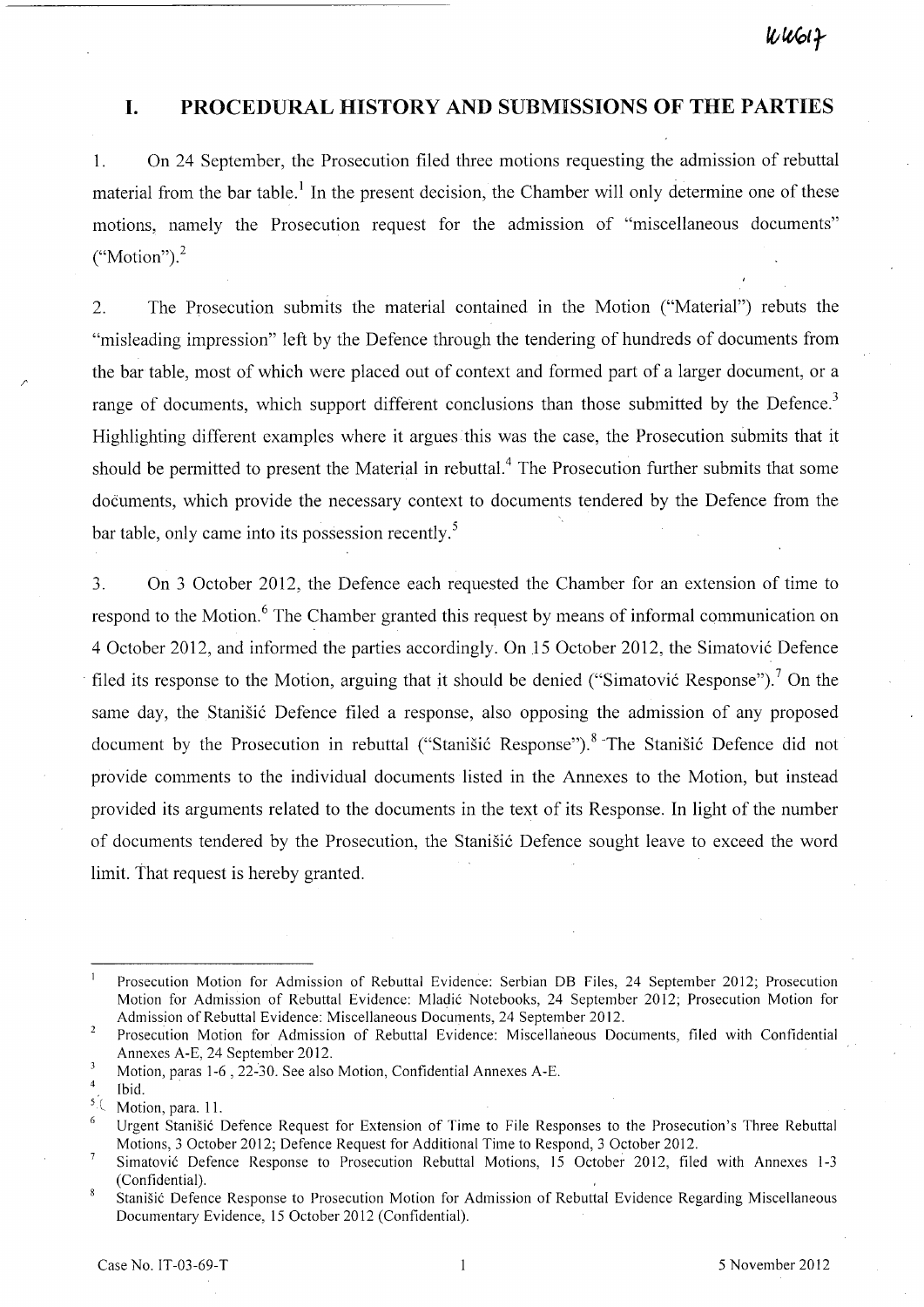# I. PROCEDURAL HISTORY AND SUBMISSIONS OF THE PARTIES

1. On 24 September, the Prosecution filed three motions requesting the admission of rebuttal material from the bar table.[1] In the present decision, the Chamber will only determine one of these motions, namely the Prosecution request for the admission of "miscellaneous documents" ("Motion").[2]

2. The Prosecution submits the material contained in the Motion ("Material") rebuts the "misleading impression" left by the Defence through the tendering of hundreds of documents from the bar table, most of which were placed out of context and formed part of a larger document, or a range of documents, which support different conclusions than those submitted by the Defence.[3] Highlighting different examples where it argues this was the case, the Prosecution submits that it should be permitted to present the Material in rebuttal.[4] The Prosecution further submits that some documents, which provide the necessary context to documents tendered by the Defence from the bar table, only came into its possession recently.[5]

3. On 3 October 2012, the Defence each requested the Chamber for an extension of time to respond to the Motion.[6] The Chamber granted this request by means of informal communication on 4 October 2012, and informed the parties accordingly. On 15 October 2012, the Simatović Defence filed its response to the Motion, arguing that it should be denied ("Simatović Response").[7] On the same day, the Stanišić Defence filed a response, also opposing the admission of any proposed document by the Prosecution in rebuttal ("Stanišić Response").[8] The Stanišić Defence did not provide comments to the individual documents listed in the Annexes to the Motion, but instead provided its arguments related to the documents in the text of its Response. In light of the number of documents tendered by the Prosecution, the Stanišić Defence sought leave to exceed the word limit. That request is hereby granted.

---

[1] Prosecution Motion for Admission of Rebuttal Evidence: Serbian DB Files, 24 September 2012; Prosecution Motion for Admission of Rebuttal Evidence: Mladić Notebooks, 24 September 2012; Prosecution Motion for Admission of Rebuttal Evidence: Miscellaneous Documents, 24 September 2012.

[2] Prosecution Motion for Admission of Rebuttal Evidence: Miscellaneous Documents, filed with Confidential Annexes A-E, 24 September 2012.

[3] Motion, paras 1-6, 22-30. See also Motion, Confidential Annexes A-E.

[4] Ibid.

[5] Motion, para. 11.

[6] Urgent Stanišić Defence Request for Extension of Time to File Responses to the Prosecution's Three Rebuttal Motions, 3 October 2012; Defence Request for Additional Time to Respond, 3 October 2012.

[7] Simatović Defence Response to Prosecution Rebuttal Motions, 15 October 2012, filed with Annexes 1-3 (Confidential).

[8] Stanišić Defence Response to Prosecution Motion for Admission of Rebuttal Evidence Regarding Miscellaneous Documentary Evidence, 15 October 2012 (Confidential).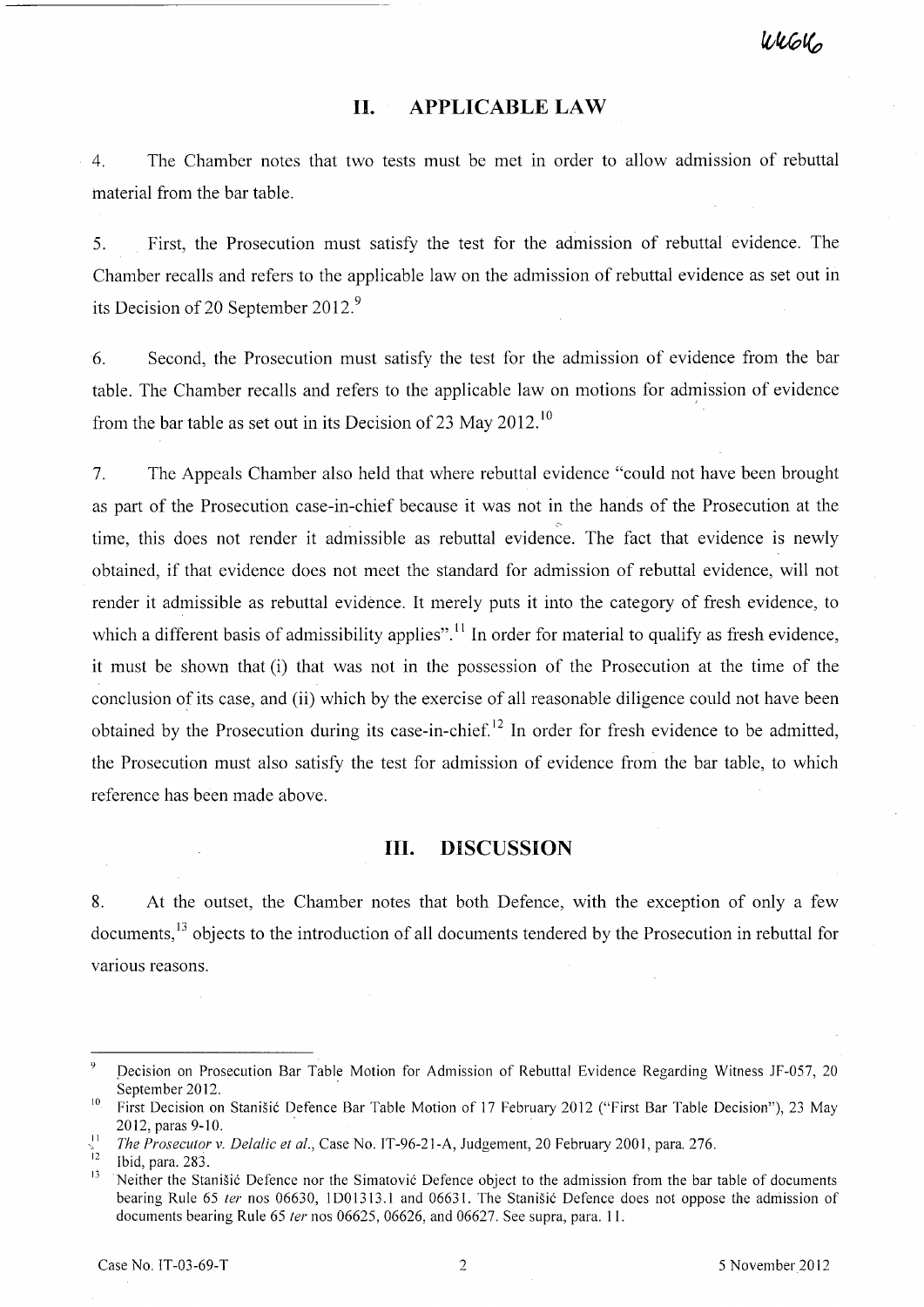## II. APPLICABLE LAW

4. The Chamber notes that two tests must be met in order to allow admission of rebuttal material from the bar table.

5. First, the Prosecution must satisfy the test for the admission of rebuttal evidence. The Chamber recalls and refers to the applicable law on the admission of rebuttal evidence as set out in its Decision of 20 September 2012.[9]

6. Second, the Prosecution must satisfy the test for the admission of evidence from the bar table. The Chamber recalls and refers to the applicable law on motions for admission of evidence from the bar table as set out in its Decision of 23 May 2012.[10]

7. The Appeals Chamber also held that where rebuttal evidence "could not have been brought as part of the Prosecution case-in-chief because it was not in the hands of the Prosecution at the time, this does not render it admissible as rebuttal evidence. The fact that evidence is newly obtained, if that evidence does not meet the standard for admission of rebuttal evidence, will not render it admissible as rebuttal evidence. It merely puts it into the category of fresh evidence, to which a different basis of admissibility applies".[11] In order for material to qualify as fresh evidence, it must be shown that (i) that was not in the possession of the Prosecution at the time of the conclusion of its case, and (ii) which by the exercise of all reasonable diligence could not have been obtained by the Prosecution during its case-in-chief.[12] In order for fresh evidence to be admitted, the Prosecution must also satisfy the test for admission of evidence from the bar table, to which reference has been made above.

## III. DISCUSSION

8. At the outset, the Chamber notes that both Defence, with the exception of only a few documents,[13] objects to the introduction of all documents tendered by the Prosecution in rebuttal for various reasons.

---

[9] Decision on Prosecution Bar Table Motion for Admission of Rebuttal Evidence Regarding Witness JF-057, 20 September 2012.

[10] First Decision on Stanišić Defence Bar Table Motion of 17 February 2012 ("First Bar Table Decision"), 23 May 2012, paras 9-10.

[11] *The Prosecutor v. Delalic et al.*, Case No. IT-96-21-A, Judgement, 20 February 2001, para. 276.

[12] Ibid, para. 283.

[13] Neither the Stanišić Defence nor the Simatović Defence object to the admission from the bar table of documents bearing Rule 65 *ter* nos 06630, 1D01313.1 and 06631. The Stanišić Defence does not oppose the admission of documents bearing Rule 65 *ter* nos 06625, 06626, and 06627. See supra, para. 11.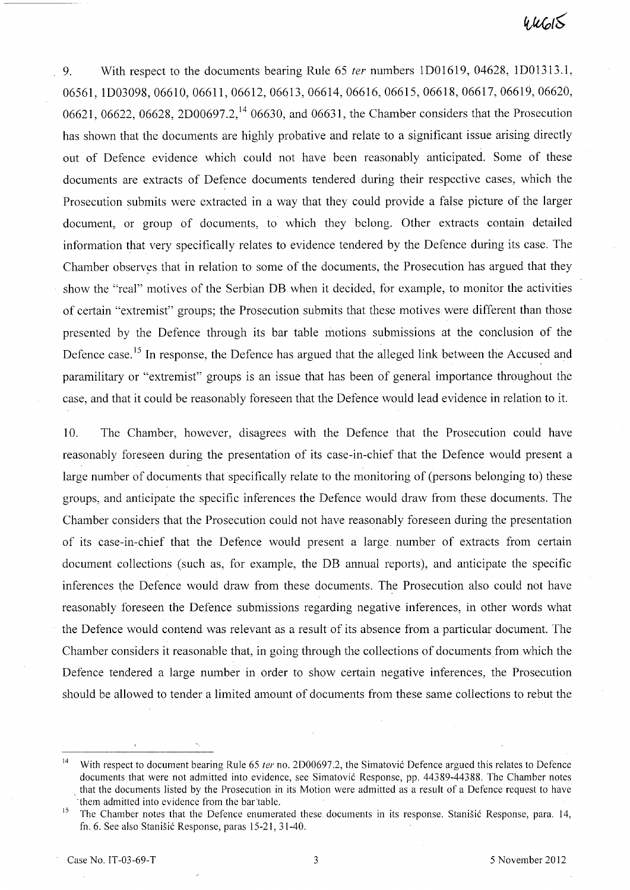9. With respect to the documents bearing Rule 65 *ter* numbers 1D01619, 04628, 1D01313.1, 06561, 1D03098, 06610, 06611, 06612, 06613, 06614, 06616, 06615, 06618, 06617, 06619, 06620, 06621, 06622, 06628, 2D00697.2,[14] 06630, and 06631, the Chamber considers that the Prosecution has shown that the documents are highly probative and relate to a significant issue arising directly out of Defence evidence which could not have been reasonably anticipated. Some of these documents are extracts of Defence documents tendered during their respective cases, which the Prosecution submits were extracted in a way that they could provide a false picture of the larger document, or group of documents, to which they belong. Other extracts contain detailed information that very specifically relates to evidence tendered by the Defence during its case. The Chamber observes that in relation to some of the documents, the Prosecution has argued that they show the "real" motives of the Serbian DB when it decided, for example, to monitor the activities of certain "extremist" groups; the Prosecution submits that these motives were different than those presented by the Defence through its bar table motions submissions at the conclusion of the Defence case.[15] In response, the Defence has argued that the alleged link between the Accused and paramilitary or "extremist" groups is an issue that has been of general importance throughout the case, and that it could be reasonably foreseen that the Defence would lead evidence in relation to it.

10. The Chamber, however, disagrees with the Defence that the Prosecution could have reasonably foreseen during the presentation of its case-in-chief that the Defence would present a large number of documents that specifically relate to the monitoring of (persons belonging to) these groups, and anticipate the specific inferences the Defence would draw from these documents. The Chamber considers that the Prosecution could not have reasonably foreseen during the presentation of its case-in-chief that the Defence would present a large number of extracts from certain document collections (such as, for example, the DB annual reports), and anticipate the specific inferences the Defence would draw from these documents. The Prosecution also could not have reasonably foreseen the Defence submissions regarding negative inferences, in other words what the Defence would contend was relevant as a result of its absence from a particular document. The Chamber considers it reasonable that, in going through the collections of documents from which the Defence tendered a large number in order to show certain negative inferences, the Prosecution should be allowed to tender a limited amount of documents from these same collections to rebut the

---

[14] With respect to document bearing Rule 65 *ter* no. 2D00697.2, the Simatović Defence argued this relates to Defence documents that were not admitted into evidence, see Simatović Response, pp. 44389-44388. The Chamber notes that the documents listed by the Prosecution in its Motion were admitted as a result of a Defence request to have them admitted into evidence from the bar table.

[15] The Chamber notes that the Defence enumerated these documents in its response. Stanišić Response, para. 14, fn. 6. See also Stanišić Response, paras 15-21, 31-40.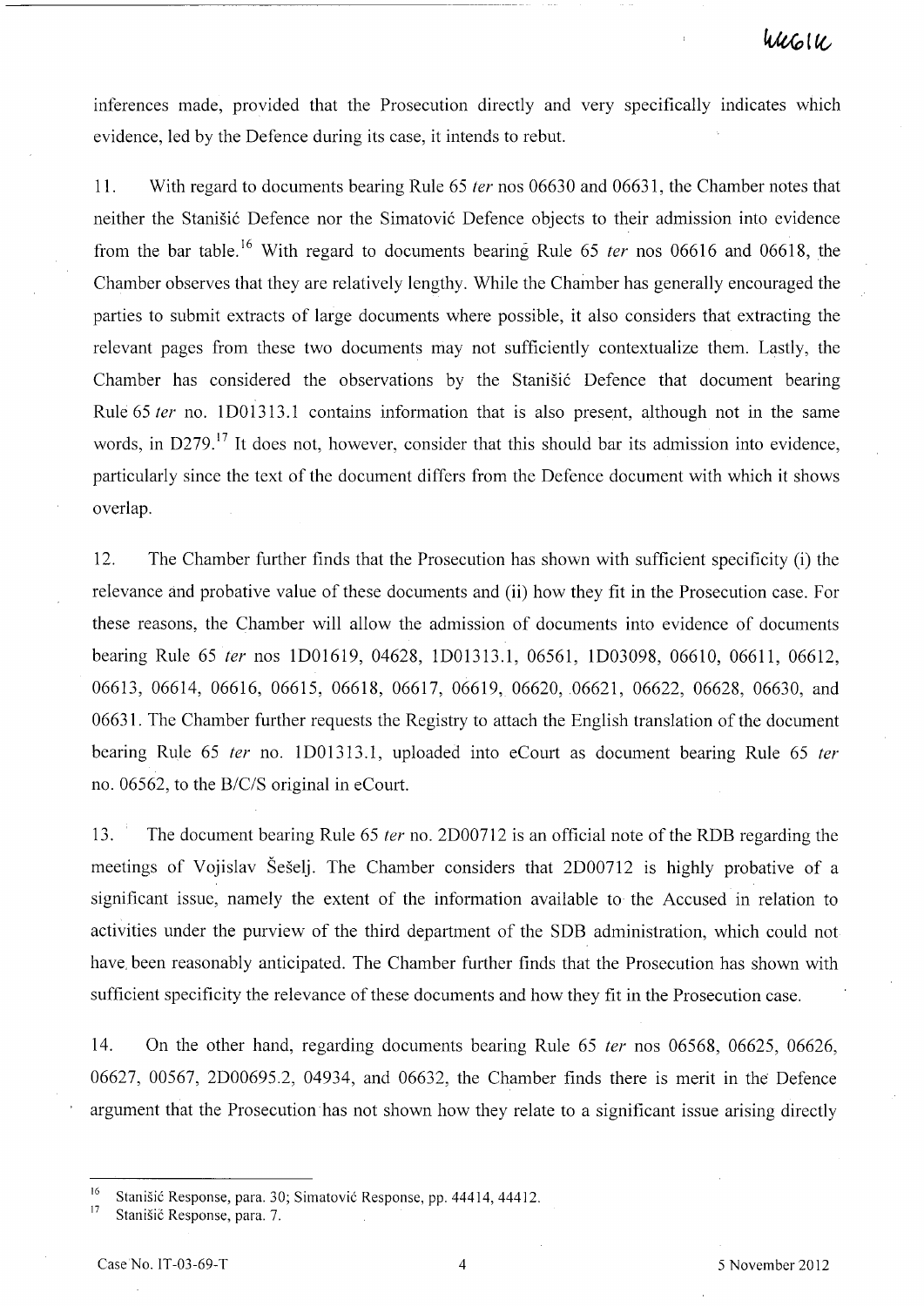inferences made, provided that the Prosecution directly and very specifically indicates which evidence, led by the Defence during its case, it intends to rebut.

11. With regard to documents bearing Rule 65 *ter* nos 06630 and 06631, the Chamber notes that neither the Stanišić Defence nor the Simatović Defence objects to their admission into evidence from the bar table.[16] With regard to documents bearing Rule 65 *ter* nos 06616 and 06618, the Chamber observes that they are relatively lengthy. While the Chamber has generally encouraged the parties to submit extracts of large documents where possible, it also considers that extracting the relevant pages from these two documents may not sufficiently contextualize them. Lastly, the Chamber has considered the observations by the Stanišić Defence that document bearing Rule 65 *ter* no. 1D01313.1 contains information that is also present, although not in the same words, in D279.[17] It does not, however, consider that this should bar its admission into evidence, particularly since the text of the document differs from the Defence document with which it shows overlap.

12. The Chamber further finds that the Prosecution has shown with sufficient specificity (i) the relevance and probative value of these documents and (ii) how they fit in the Prosecution case. For these reasons, the Chamber will allow the admission of documents into evidence of documents bearing Rule 65 *ter* nos 1D01619, 04628, 1D01313.1, 06561, 1D03098, 06610, 06611, 06612, 06613, 06614, 06616, 06615, 06618, 06617, 06619, 06620, 06621, 06622, 06628, 06630, and 06631. The Chamber further requests the Registry to attach the English translation of the document bearing Rule 65 *ter* no. 1D01313.1, uploaded into eCourt as document bearing Rule 65 *ter* no. 06562, to the B/C/S original in eCourt.

13. The document bearing Rule 65 *ter* no. 2D00712 is an official note of the RDB regarding the meetings of Vojislav Šešelj. The Chamber considers that 2D00712 is highly probative of a significant issue, namely the extent of the information available to the Accused in relation to activities under the purview of the third department of the SDB administration, which could not have been reasonably anticipated. The Chamber further finds that the Prosecution has shown with sufficient specificity the relevance of these documents and how they fit in the Prosecution case.

14. On the other hand, regarding documents bearing Rule 65 *ter* nos 06568, 06625, 06626, 06627, 00567, 2D00695.2, 04934, and 06632, the Chamber finds there is merit in the Defence argument that the Prosecution has not shown how they relate to a significant issue arising directly

---

[16] Stanišić Response, para. 30; Simatović Response, pp. 44414, 44412.

[17] Stanišić Response, para. 7.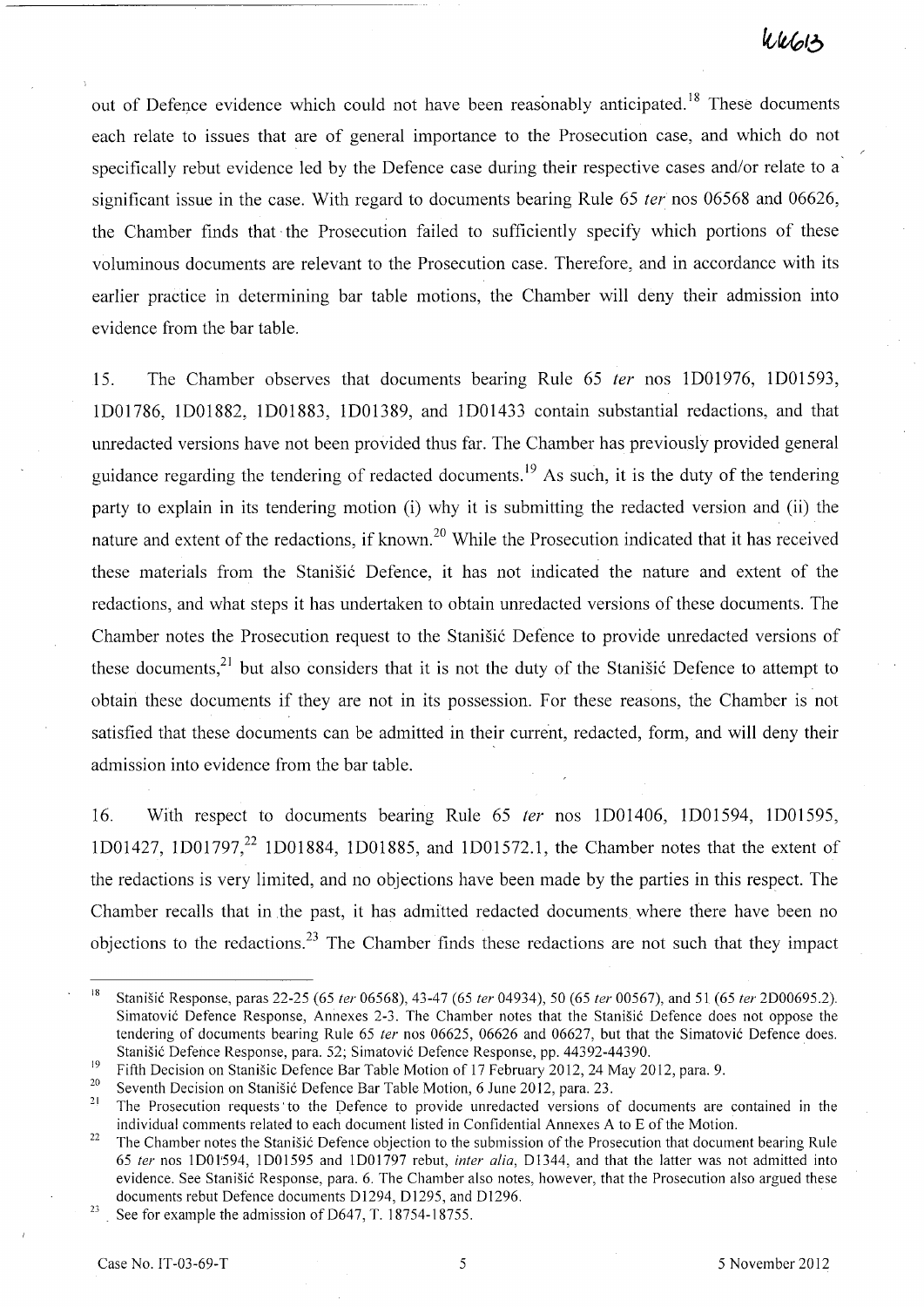out of Defence evidence which could not have been reasonably anticipated.[18] These documents each relate to issues that are of general importance to the Prosecution case, and which do not specifically rebut evidence led by the Defence case during their respective cases and/or relate to a significant issue in the case. With regard to documents bearing Rule 65 *ter* nos 06568 and 06626, the Chamber finds that the Prosecution failed to sufficiently specify which portions of these voluminous documents are relevant to the Prosecution case. Therefore, and in accordance with its earlier practice in determining bar table motions, the Chamber will deny their admission into evidence from the bar table.

15. The Chamber observes that documents bearing Rule 65 *ter* nos 1D01976, 1D01593, 1D01786, 1D01882, 1D01883, 1D01389, and 1D01433 contain substantial redactions, and that unredacted versions have not been provided thus far. The Chamber has previously provided general guidance regarding the tendering of redacted documents.[19] As such, it is the duty of the tendering party to explain in its tendering motion (i) why it is submitting the redacted version and (ii) the nature and extent of the redactions, if known.[20] While the Prosecution indicated that it has received these materials from the Stanišić Defence, it has not indicated the nature and extent of the redactions, and what steps it has undertaken to obtain unredacted versions of these documents. The Chamber notes the Prosecution request to the Stanišić Defence to provide unredacted versions of these documents,[21] but also considers that it is not the duty of the Stanišić Defence to attempt to obtain these documents if they are not in its possession. For these reasons, the Chamber is not satisfied that these documents can be admitted in their current, redacted, form, and will deny their admission into evidence from the bar table.

16. With respect to documents bearing Rule 65 *ter* nos 1D01406, 1D01594, 1D01595, 1D01427, 1D01797,[22] 1D01884, 1D01885, and 1D01572.1, the Chamber notes that the extent of the redactions is very limited, and no objections have been made by the parties in this respect. The Chamber recalls that in the past, it has admitted redacted documents where there have been no objections to the redactions.[23] The Chamber finds these redactions are not such that they impact

---

[18] Stanišić Response, paras 22-25 (65 *ter* 06568), 43-47 (65 *ter* 04934), 50 (65 *ter* 00567), and 51 (65 *ter* 2D00695.2). Simatović Defence Response, Annexes 2-3. The Chamber notes that the Stanišić Defence does not oppose the tendering of documents bearing Rule 65 *ter* nos 06625, 06626 and 06627, but that the Simatović Defence does. Stanišić Defence Response, para. 52; Simatović Defence Response, pp. 44392-44390.

[19] Fifth Decision on Stanišic Defence Bar Table Motion of 17 February 2012, 24 May 2012, para. 9.

[20] Seventh Decision on Stanišić Defence Bar Table Motion, 6 June 2012, para. 23.

[21] The Prosecution requests to the Defence to provide unredacted versions of documents are contained in the individual comments related to each document listed in Confidential Annexes A to E of the Motion.

[22] The Chamber notes the Stanišić Defence objection to the submission of the Prosecution that document bearing Rule 65 *ter* nos 1D01594, 1D01595 and 1D01797 rebut, *inter alia*, D1344, and that the latter was not admitted into evidence. See Stanišić Response, para. 6. The Chamber also notes, however, that the Prosecution also argued these documents rebut Defence documents D1294, D1295, and D1296.

[23] See for example the admission of D647, T. 18754-18755.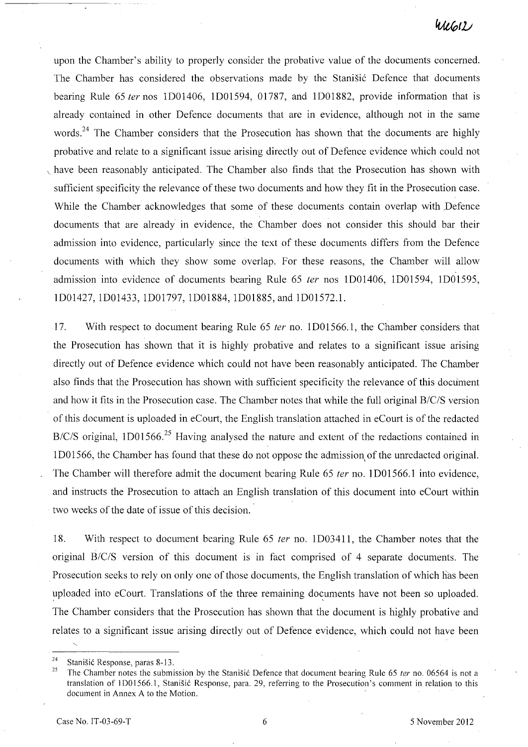upon the Chamber's ability to properly consider the probative value of the documents concerned. The Chamber has considered the observations made by the Stanišić Defence that documents bearing Rule 65 *ter* nos 1D01406, 1D01594, 01787, and 1D01882, provide information that is already contained in other Defence documents that are in evidence, although not in the same words.[24] The Chamber considers that the Prosecution has shown that the documents are highly probative and relate to a significant issue arising directly out of Defence evidence which could not have been reasonably anticipated. The Chamber also finds that the Prosecution has shown with sufficient specificity the relevance of these two documents and how they fit in the Prosecution case. While the Chamber acknowledges that some of these documents contain overlap with Defence documents that are already in evidence, the Chamber does not consider this should bar their admission into evidence, particularly since the text of these documents differs from the Defence documents with which they show some overlap. For these reasons, the Chamber will allow admission into evidence of documents bearing Rule 65 *ter* nos 1D01406, 1D01594, 1D01595, 1D01427, 1D01433, 1D01797, 1D01884, 1D01885, and 1D01572.1.

17. With respect to document bearing Rule 65 *ter* no. 1D01566.1, the Chamber considers that the Prosecution has shown that it is highly probative and relates to a significant issue arising directly out of Defence evidence which could not have been reasonably anticipated. The Chamber also finds that the Prosecution has shown with sufficient specificity the relevance of this document and how it fits in the Prosecution case. The Chamber notes that while the full original B/C/S version of this document is uploaded in eCourt, the English translation attached in eCourt is of the redacted B/C/S original, 1D01566.[25] Having analysed the nature and extent of the redactions contained in 1D01566, the Chamber has found that these do not oppose the admission of the unredacted original. The Chamber will therefore admit the document bearing Rule 65 *ter* no. 1D01566.1 into evidence, and instructs the Prosecution to attach an English translation of this document into eCourt within two weeks of the date of issue of this decision.

18. With respect to document bearing Rule 65 *ter* no. 1D03411, the Chamber notes that the original B/C/S version of this document is in fact comprised of 4 separate documents. The Prosecution seeks to rely on only one of those documents, the English translation of which has been uploaded into eCourt. Translations of the three remaining documents have not been so uploaded. The Chamber considers that the Prosecution has shown that the document is highly probative and relates to a significant issue arising directly out of Defence evidence, which could not have been

---

[24] Stanišić Response, paras 8-13.

[25] The Chamber notes the submission by the Stanišić Defence that document bearing Rule 65 *ter* no. 06564 is not a translation of 1D01566.1, Stanišić Response, para. 29, referring to the Prosecution's comment in relation to this document in Annex A to the Motion.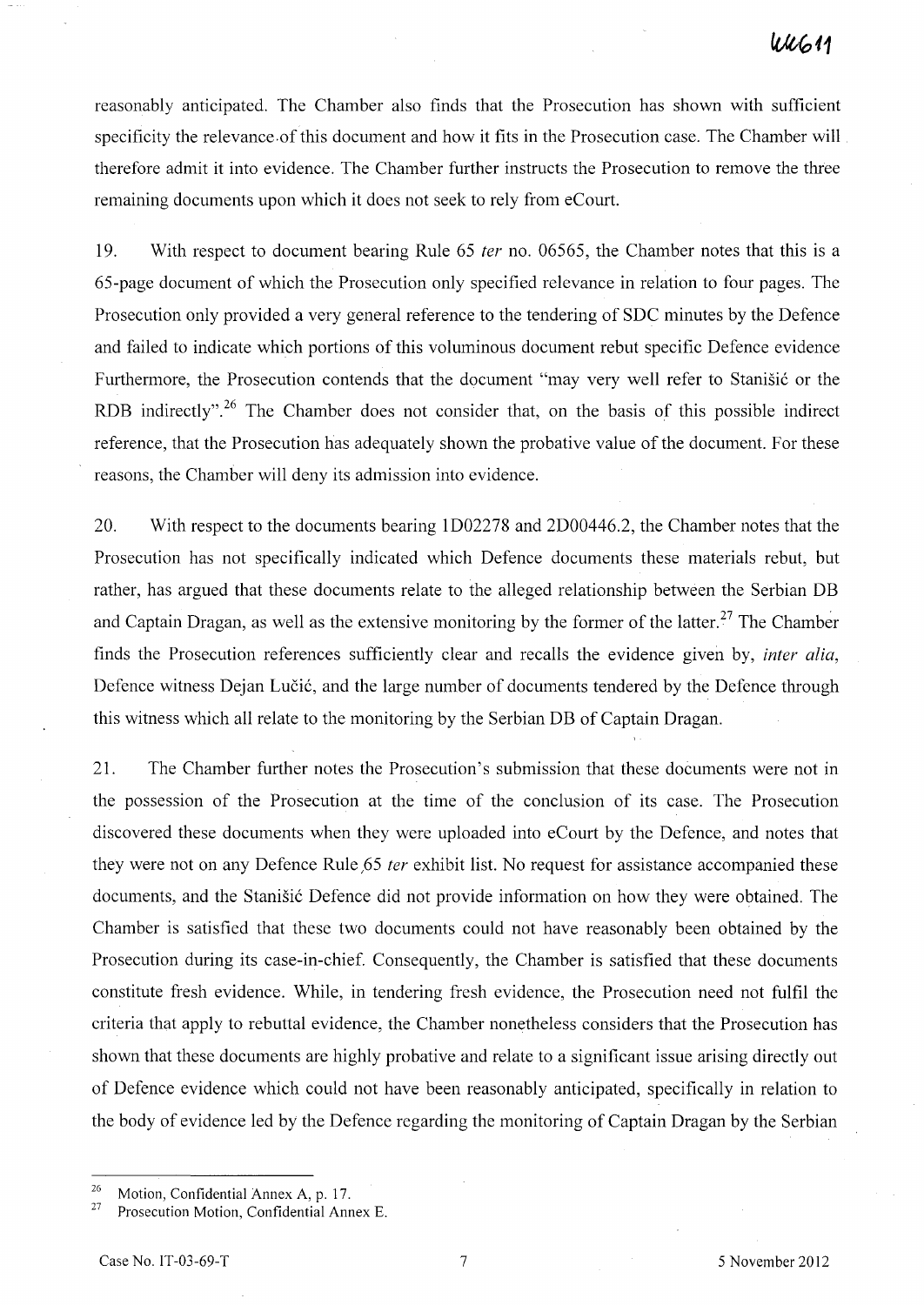reasonably anticipated. The Chamber also finds that the Prosecution has shown with sufficient specificity the relevance of this document and how it fits in the Prosecution case. The Chamber will therefore admit it into evidence. The Chamber further instructs the Prosecution to remove the three remaining documents upon which it does not seek to rely from eCourt.

19. With respect to document bearing Rule 65 *ter* no. 06565, the Chamber notes that this is a 65-page document of which the Prosecution only specified relevance in relation to four pages. The Prosecution only provided a very general reference to the tendering of SDC minutes by the Defence and failed to indicate which portions of this voluminous document rebut specific Defence evidence Furthermore, the Prosecution contends that the document "may very well refer to Stanišić or the RDB indirectly".[26] The Chamber does not consider that, on the basis of this possible indirect reference, that the Prosecution has adequately shown the probative value of the document. For these reasons, the Chamber will deny its admission into evidence.

20. With respect to the documents bearing 1D02278 and 2D00446.2, the Chamber notes that the Prosecution has not specifically indicated which Defence documents these materials rebut, but rather, has argued that these documents relate to the alleged relationship between the Serbian DB and Captain Dragan, as well as the extensive monitoring by the former of the latter.[27] The Chamber finds the Prosecution references sufficiently clear and recalls the evidence given by, *inter alia*, Defence witness Dejan Lučić, and the large number of documents tendered by the Defence through this witness which all relate to the monitoring by the Serbian DB of Captain Dragan.

21. The Chamber further notes the Prosecution's submission that these documents were not in the possession of the Prosecution at the time of the conclusion of its case. The Prosecution discovered these documents when they were uploaded into eCourt by the Defence, and notes that they were not on any Defence Rule 65 *ter* exhibit list. No request for assistance accompanied these documents, and the Stanišić Defence did not provide information on how they were obtained. The Chamber is satisfied that these two documents could not have reasonably been obtained by the Prosecution during its case-in-chief. Consequently, the Chamber is satisfied that these documents constitute fresh evidence. While, in tendering fresh evidence, the Prosecution need not fulfil the criteria that apply to rebuttal evidence, the Chamber nonetheless considers that the Prosecution has shown that these documents are highly probative and relate to a significant issue arising directly out of Defence evidence which could not have been reasonably anticipated, specifically in relation to the body of evidence led by the Defence regarding the monitoring of Captain Dragan by the Serbian

---

[26] Motion, Confidential Annex A, p. 17.

[27] Prosecution Motion, Confidential Annex E.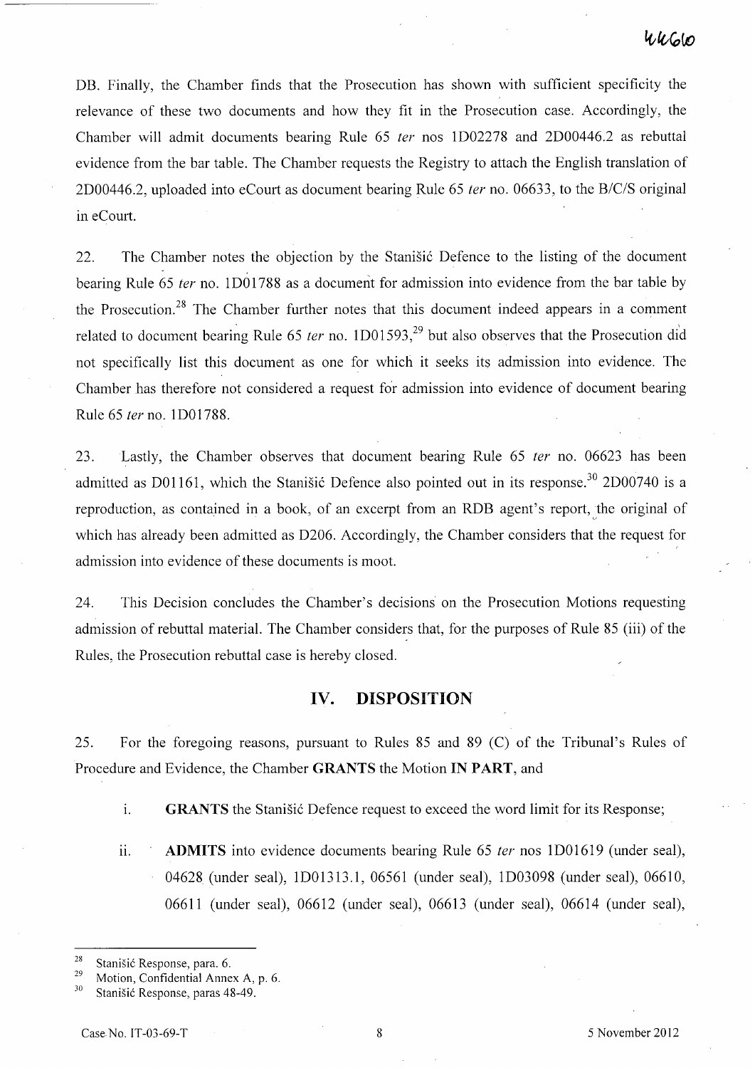DB. Finally, the Chamber finds that the Prosecution has shown with sufficient specificity the relevance of these two documents and how they fit in the Prosecution case. Accordingly, the Chamber will admit documents bearing Rule 65 *ter* nos 1D02278 and 2D00446.2 as rebuttal evidence from the bar table. The Chamber requests the Registry to attach the English translation of 2D00446.2, uploaded into eCourt as document bearing Rule 65 *ter* no. 06633, to the B/C/S original in eCourt.

22. The Chamber notes the objection by the Stanišić Defence to the listing of the document bearing Rule 65 *ter* no. 1D01788 as a document for admission into evidence from the bar table by the Prosecution.[28] The Chamber further notes that this document indeed appears in a comment related to document bearing Rule 65 *ter* no. 1D01593,[29] but also observes that the Prosecution did not specifically list this document as one for which it seeks its admission into evidence. The Chamber has therefore not considered a request for admission into evidence of document bearing Rule 65 *ter* no. 1D01788.

23. Lastly, the Chamber observes that document bearing Rule 65 *ter* no. 06623 has been admitted as D01161, which the Stanišić Defence also pointed out in its response.[30] 2D00740 is a reproduction, as contained in a book, of an excerpt from an RDB agent's report, the original of which has already been admitted as D206. Accordingly, the Chamber considers that the request for admission into evidence of these documents is moot.

24. This Decision concludes the Chamber's decisions on the Prosecution Motions requesting admission of rebuttal material. The Chamber considers that, for the purposes of Rule 85 (iii) of the Rules, the Prosecution rebuttal case is hereby closed.

## IV. DISPOSITION

25. For the foregoing reasons, pursuant to Rules 85 and 89 (C) of the Tribunal's Rules of Procedure and Evidence, the Chamber **GRANTS** the Motion **IN PART**, and

i. **GRANTS** the Stanišić Defence request to exceed the word limit for its Response;

ii. **ADMITS** into evidence documents bearing Rule 65 *ter* nos 1D01619 (under seal), 04628 (under seal), 1D01313.1, 06561 (under seal), 1D03098 (under seal), 06610, 06611 (under seal), 06612 (under seal), 06613 (under seal), 06614 (under seal),

---

[28] Stanišić Response, para. 6.

[29] Motion, Confidential Annex A, p. 6.

[30] Stanišić Response, paras 48-49.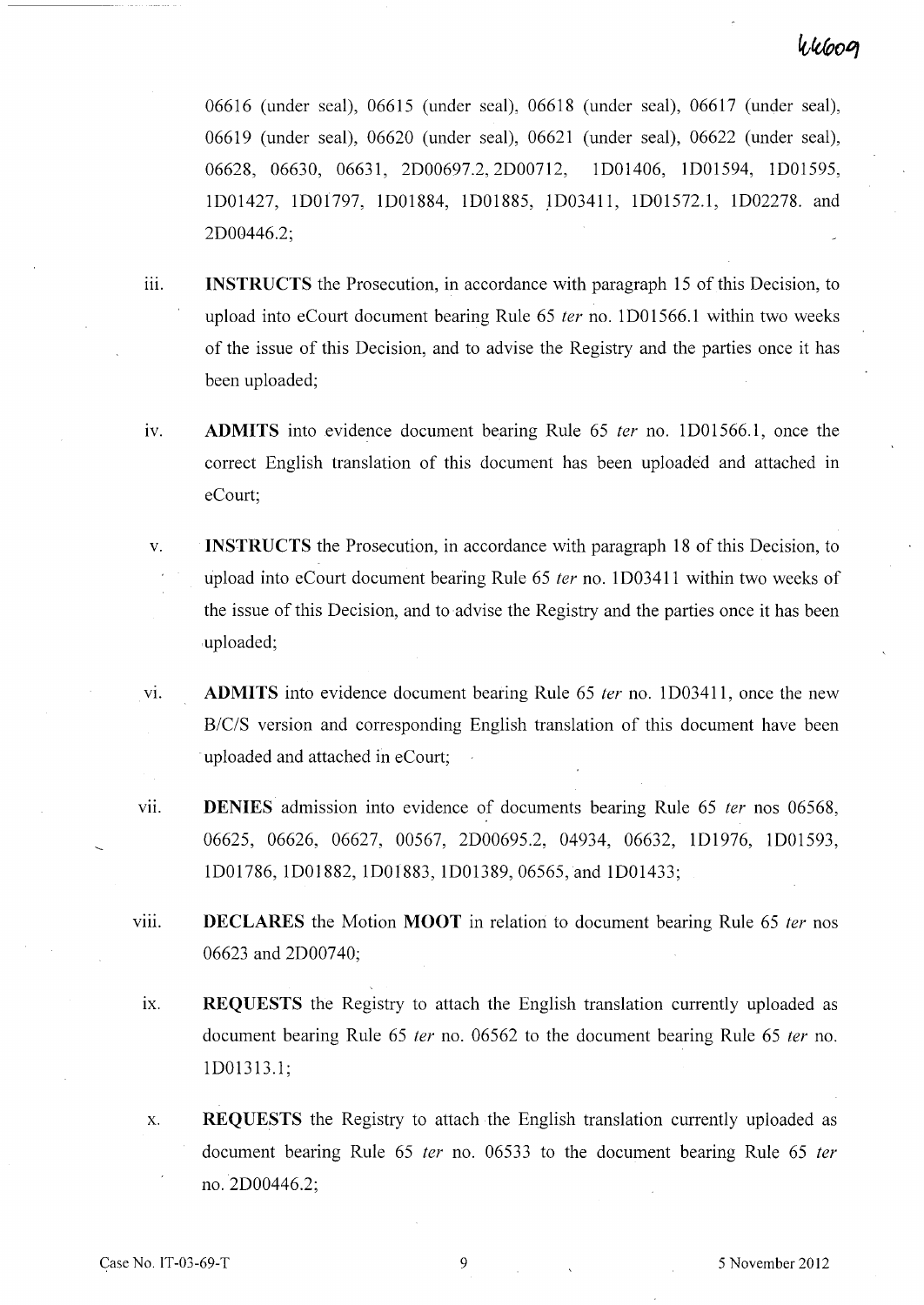06616 (under seal), 06615 (under seal), 06618 (under seal), 06617 (under seal), 06619 (under seal), 06620 (under seal), 06621 (under seal), 06622 (under seal), 06628, 06630, 06631, 2D00697.2, 2D00712, 1D01406, 1D01594, 1D01595, 1D01427, 1D01797, 1D01884, 1D01885, 1D03411, 1D01572.1, 1D02278. and 2D00446.2;

iii. **INSTRUCTS** the Prosecution, in accordance with paragraph 15 of this Decision, to upload into eCourt document bearing Rule 65 *ter* no. 1D01566.1 within two weeks of the issue of this Decision, and to advise the Registry and the parties once it has been uploaded;

iv. **ADMITS** into evidence document bearing Rule 65 *ter* no. 1D01566.1, once the correct English translation of this document has been uploaded and attached in eCourt;

v. **INSTRUCTS** the Prosecution, in accordance with paragraph 18 of this Decision, to upload into eCourt document bearing Rule 65 *ter* no. 1D03411 within two weeks of the issue of this Decision, and to advise the Registry and the parties once it has been uploaded;

vi. **ADMITS** into evidence document bearing Rule 65 *ter* no. 1D03411, once the new B/C/S version and corresponding English translation of this document have been uploaded and attached in eCourt;

vii. **DENIES** admission into evidence of documents bearing Rule 65 *ter* nos 06568, 06625, 06626, 06627, 00567, 2D00695.2, 04934, 06632, 1D1976, 1D01593, 1D01786, 1D01882, 1D01883, 1D01389, 06565, and 1D01433;

viii. **DECLARES** the Motion **MOOT** in relation to document bearing Rule 65 *ter* nos 06623 and 2D00740;

ix. **REQUESTS** the Registry to attach the English translation currently uploaded as document bearing Rule 65 *ter* no. 06562 to the document bearing Rule 65 *ter* no. 1D01313.1;

x. **REQUESTS** the Registry to attach the English translation currently uploaded as document bearing Rule 65 *ter* no. 06533 to the document bearing Rule 65 *ter* no. 2D00446.2;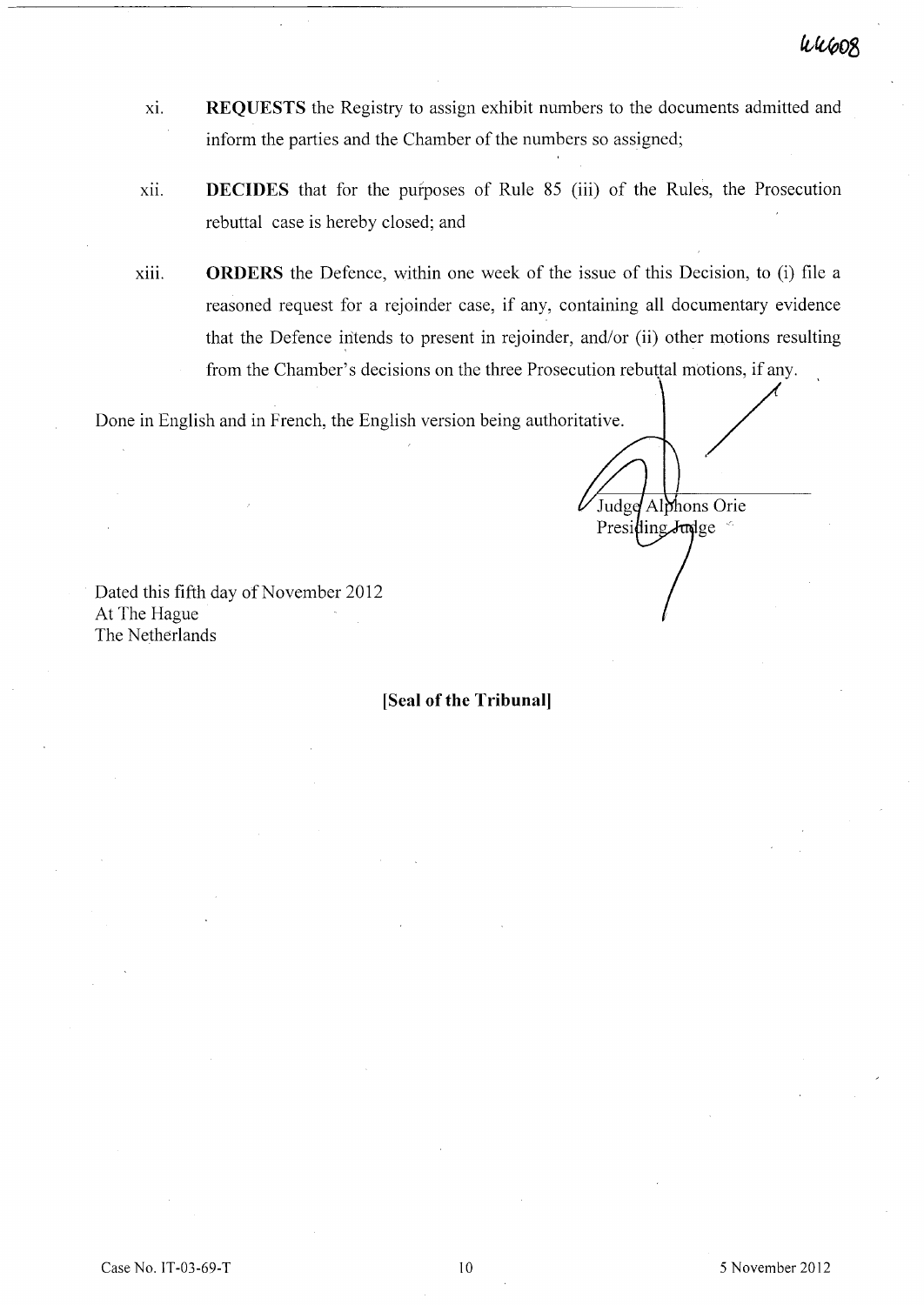xi. **REQUESTS** the Registry to assign exhibit numbers to the documents admitted and inform the parties and the Chamber of the numbers so assigned;

xii. **DECIDES** that for the purposes of Rule 85 (iii) of the Rules, the Prosecution rebuttal case is hereby closed; and

xiii. **ORDERS** the Defence, within one week of the issue of this Decision, to (i) file a reasoned request for a rejoinder case, if any, containing all documentary evidence that the Defence intends to present in rejoinder, and/or (ii) other motions resulting from the Chamber's decisions on the three Prosecution rebuttal motions, if any.

Done in English and in French, the English version being authoritative.

Judge Alphons Orie
Presiding Judge

Dated this fifth day of November 2012
At The Hague
The Netherlands

**[Seal of the Tribunal]**